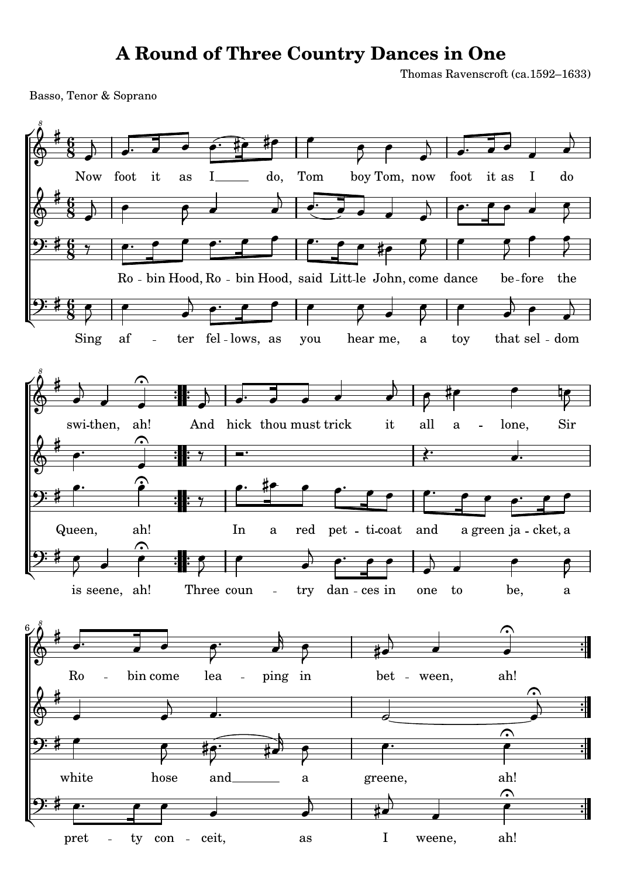# A Round of Three Country Dances in One

Thomas Ravenscroft (ca.1592–1633)

Basso, Tenor & Soprano

Now foot it as I do, Tom boy Tom, now foot it as I do swi-then, ah! And hick thou must trick it all a - lone, Sir Ro - bin come lea - ping in bet - ween, ah!

Ro - bin Hood, Ro - bin Hood, said Litt-le John, come dance be-fore the Queen, ah! In a red pet - ti-coat and a green ja - cket, a white hose and a greene, ah!

Sing af - ter fel-lows, as you hear me, a toy that sel-dom is seene, ah! Three coun - try dan-ces in one to be, a pret - ty con - ceit, as I weene, ah!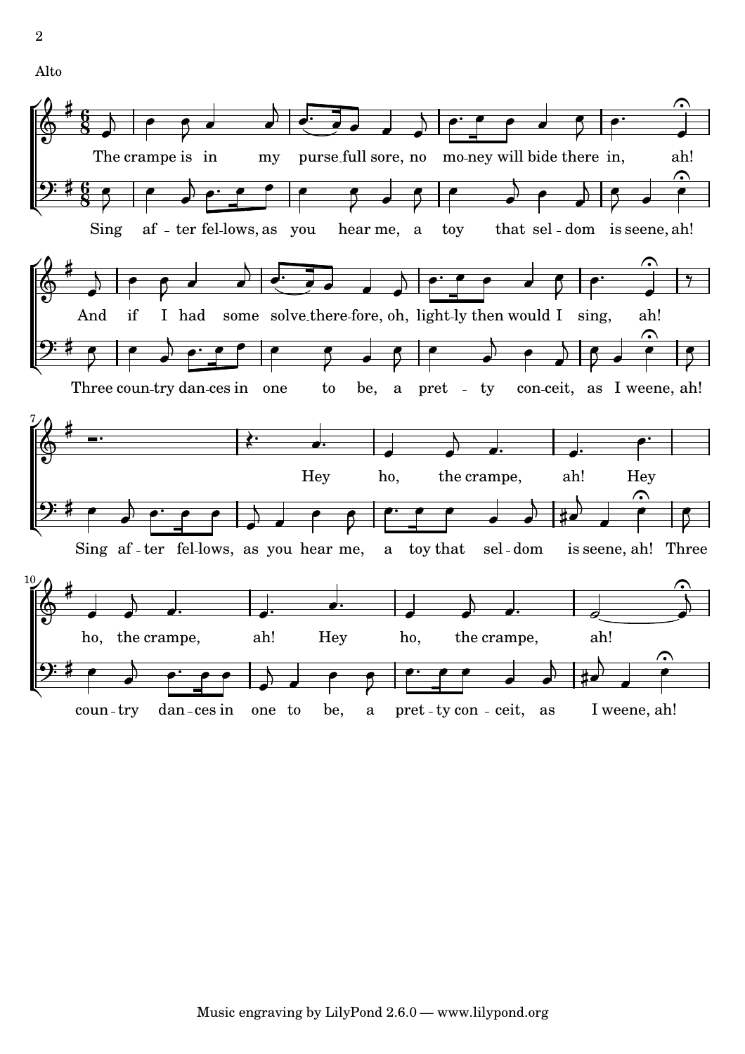Alto

The crampe is in my purse full sore, no mo-ney will bide there in, ah!

Sing af - ter fel-lows, as you hear me, a toy that sel - dom is seene, ah!

And if I had some solve there-fore, oh, light-ly then would I sing, ah!

Three coun-try dan-ces in one to be, a pret - ty con-ceit, as I weene, ah!

Hey ho, the crampe, ah! Hey

Sing af - ter fel-lows, as you hear me, a toy that sel - dom is seene, ah! Three

ho, the crampe, ah! Hey ho, the crampe, ah!

coun - try dan - ces in one to be, a pret - ty con - ceit, as I weene, ah!